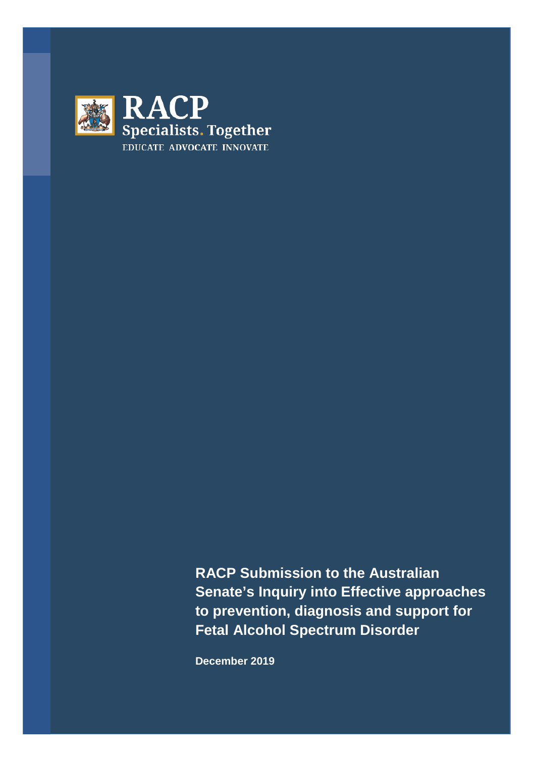RACP
Specialists. Together
EDUCATE ADVOCATE INNOVATE

# RACP Submission to the Australian Senate's Inquiry into Effective approaches to prevention, diagnosis and support for Fetal Alcohol Spectrum Disorder

**December 2019**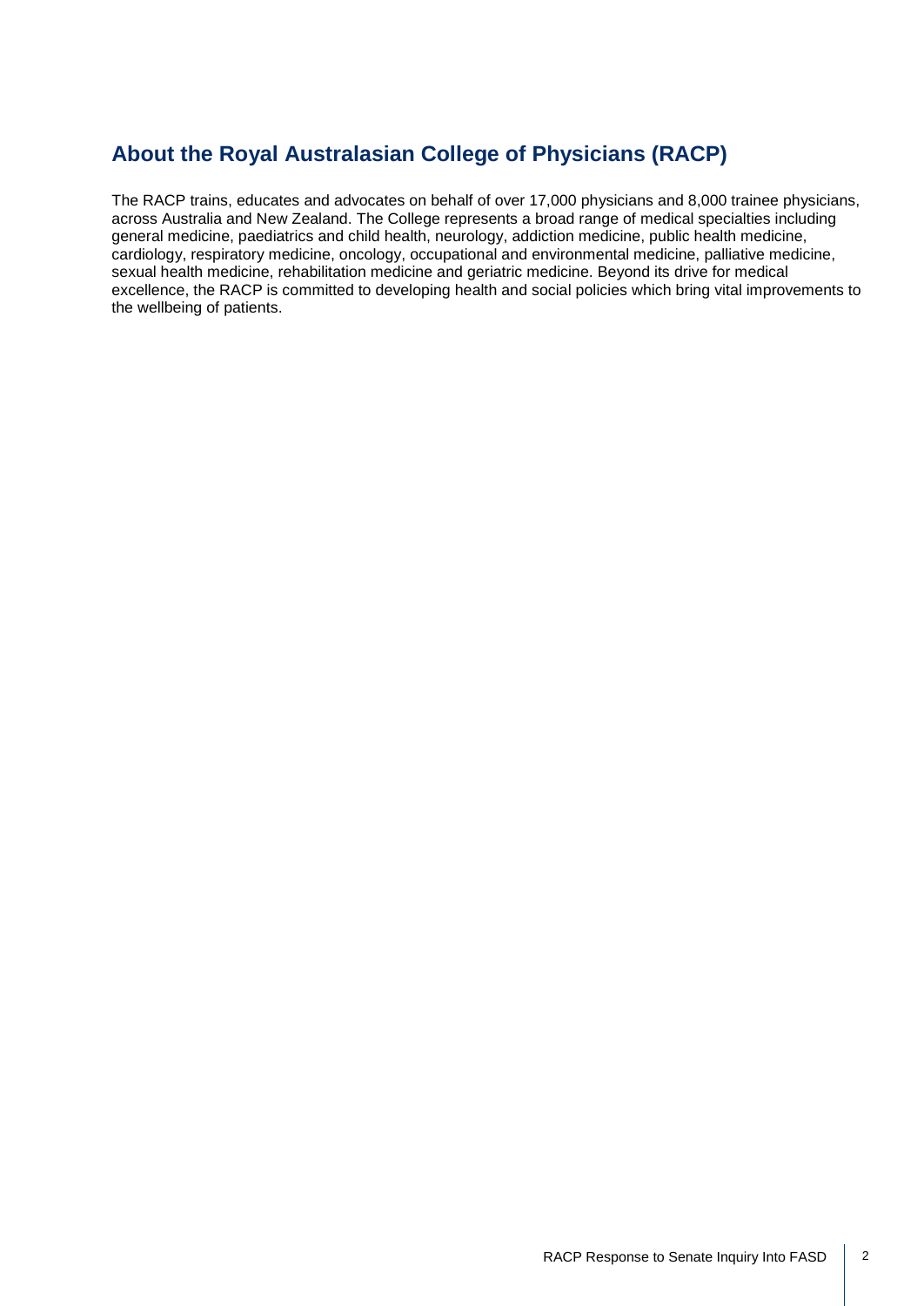## About the Royal Australasian College of Physicians (RACP)

The RACP trains, educates and advocates on behalf of over 17,000 physicians and 8,000 trainee physicians, across Australia and New Zealand. The College represents a broad range of medical specialties including general medicine, paediatrics and child health, neurology, addiction medicine, public health medicine, cardiology, respiratory medicine, oncology, occupational and environmental medicine, palliative medicine, sexual health medicine, rehabilitation medicine and geriatric medicine. Beyond its drive for medical excellence, the RACP is committed to developing health and social policies which bring vital improvements to the wellbeing of patients.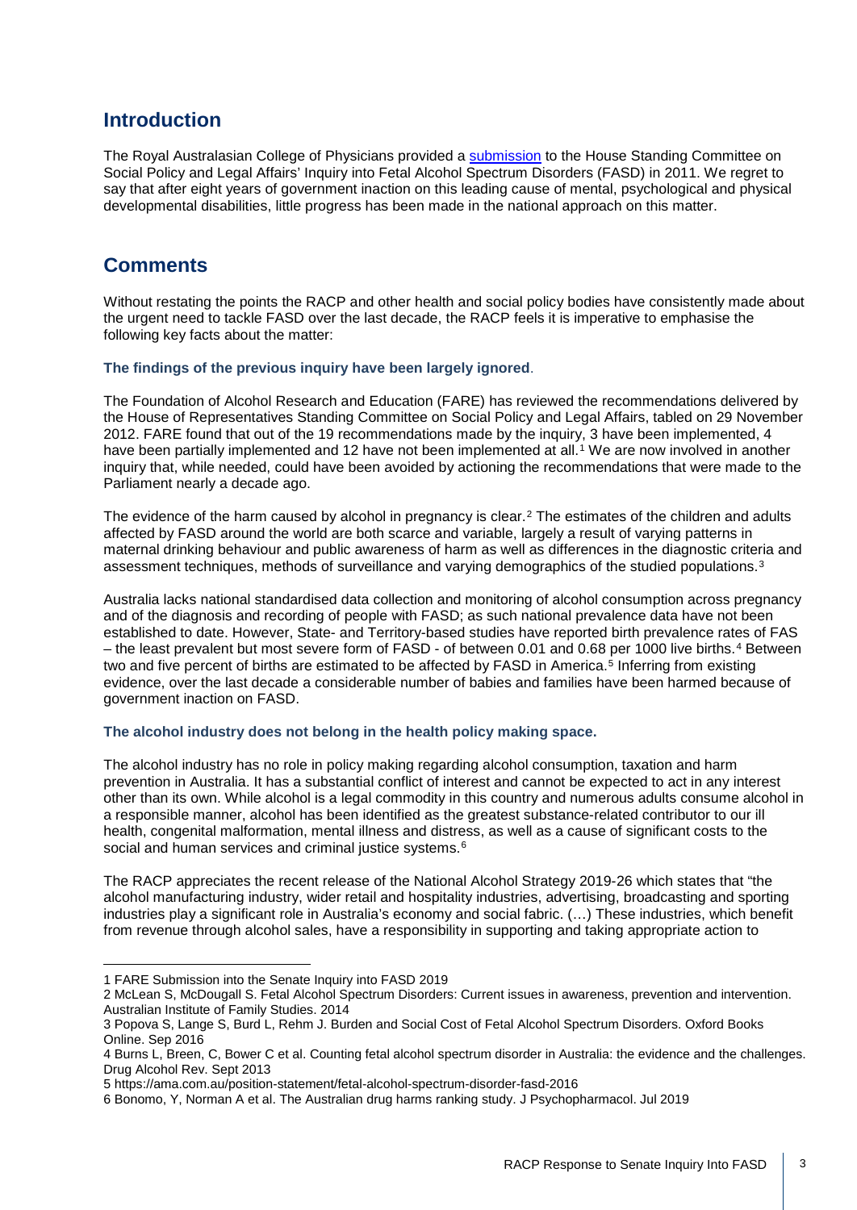## Introduction

The Royal Australasian College of Physicians provided a [submission](submission) to the House Standing Committee on Social Policy and Legal Affairs' Inquiry into Fetal Alcohol Spectrum Disorders (FASD) in 2011. We regret to say that after eight years of government inaction on this leading cause of mental, psychological and physical developmental disabilities, little progress has been made in the national approach on this matter.

## Comments

Without restating the points the RACP and other health and social policy bodies have consistently made about the urgent need to tackle FASD over the last decade, the RACP feels it is imperative to emphasise the following key facts about the matter:

### The findings of the previous inquiry have been largely ignored.

The Foundation of Alcohol Research and Education (FARE) has reviewed the recommendations delivered by the House of Representatives Standing Committee on Social Policy and Legal Affairs, tabled on 29 November 2012. FARE found that out of the 19 recommendations made by the inquiry, 3 have been implemented, 4 have been partially implemented and 12 have not been implemented at all.[1] We are now involved in another inquiry that, while needed, could have been avoided by actioning the recommendations that were made to the Parliament nearly a decade ago.

The evidence of the harm caused by alcohol in pregnancy is clear.[2] The estimates of the children and adults affected by FASD around the world are both scarce and variable, largely a result of varying patterns in maternal drinking behaviour and public awareness of harm as well as differences in the diagnostic criteria and assessment techniques, methods of surveillance and varying demographics of the studied populations.[3]

Australia lacks national standardised data collection and monitoring of alcohol consumption across pregnancy and of the diagnosis and recording of people with FASD; as such national prevalence data have not been established to date. However, State- and Territory-based studies have reported birth prevalence rates of FAS – the least prevalent but most severe form of FASD - of between 0.01 and 0.68 per 1000 live births.[4] Between two and five percent of births are estimated to be affected by FASD in America.[5] Inferring from existing evidence, over the last decade a considerable number of babies and families have been harmed because of government inaction on FASD.

### The alcohol industry does not belong in the health policy making space.

The alcohol industry has no role in policy making regarding alcohol consumption, taxation and harm prevention in Australia. It has a substantial conflict of interest and cannot be expected to act in any interest other than its own. While alcohol is a legal commodity in this country and numerous adults consume alcohol in a responsible manner, alcohol has been identified as the greatest substance-related contributor to our ill health, congenital malformation, mental illness and distress, as well as a cause of significant costs to the social and human services and criminal justice systems.[6]

The RACP appreciates the recent release of the National Alcohol Strategy 2019-26 which states that "the alcohol manufacturing industry, wider retail and hospitality industries, advertising, broadcasting and sporting industries play a significant role in Australia's economy and social fabric. (…) These industries, which benefit from revenue through alcohol sales, have a responsibility in supporting and taking appropriate action to

---

1 FARE Submission into the Senate Inquiry into FASD 2019

2 McLean S, McDougall S. Fetal Alcohol Spectrum Disorders: Current issues in awareness, prevention and intervention. Australian Institute of Family Studies. 2014

3 Popova S, Lange S, Burd L, Rehm J. Burden and Social Cost of Fetal Alcohol Spectrum Disorders. Oxford Books Online. Sep 2016

4 Burns L, Breen, C, Bower C et al. Counting fetal alcohol spectrum disorder in Australia: the evidence and the challenges. Drug Alcohol Rev. Sept 2013

5 https://ama.com.au/position-statement/fetal-alcohol-spectrum-disorder-fasd-2016

6 Bonomo, Y, Norman A et al. The Australian drug harms ranking study. J Psychopharmacol. Jul 2019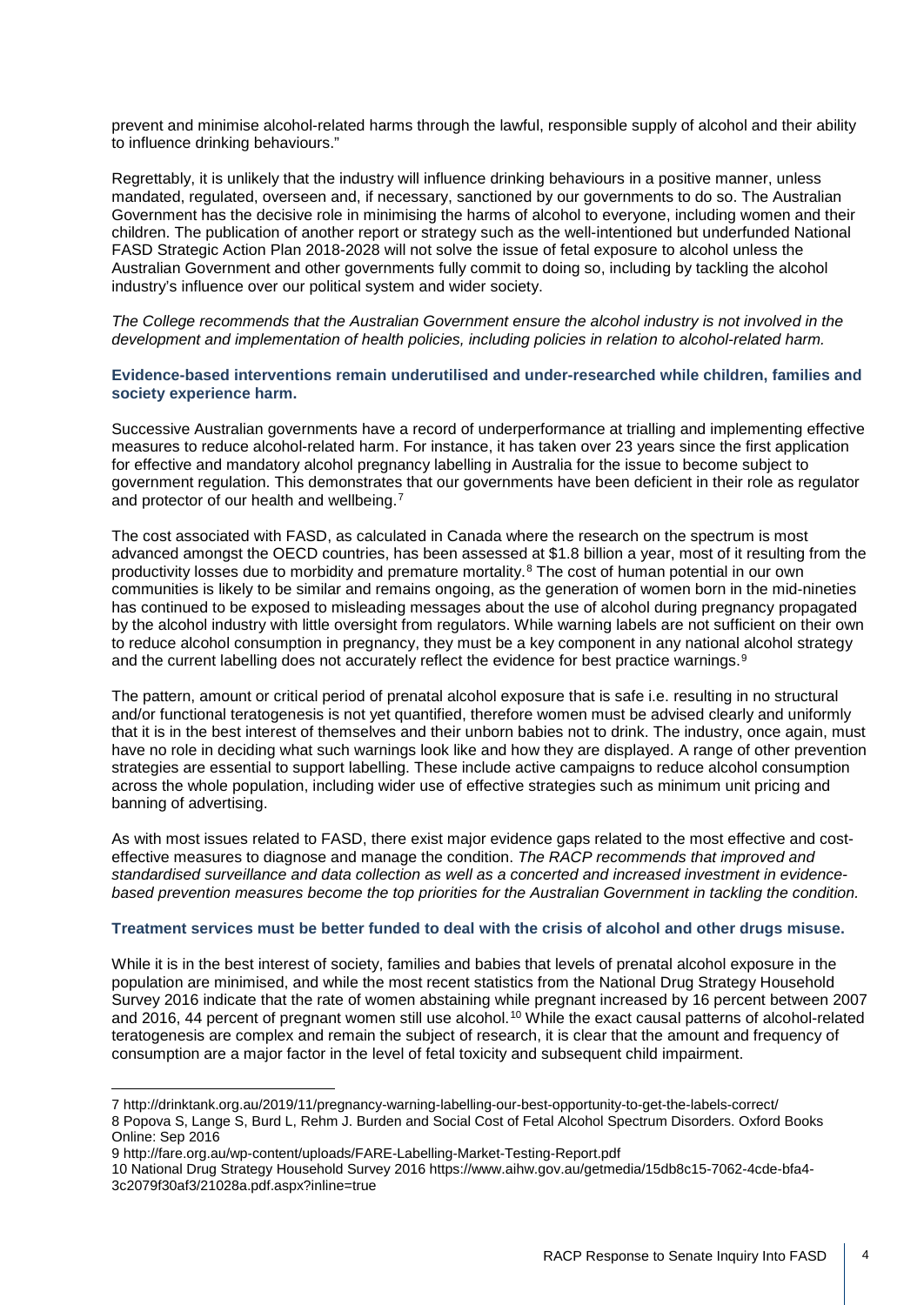prevent and minimise alcohol-related harms through the lawful, responsible supply of alcohol and their ability to influence drinking behaviours."

Regrettably, it is unlikely that the industry will influence drinking behaviours in a positive manner, unless mandated, regulated, overseen and, if necessary, sanctioned by our governments to do so. The Australian Government has the decisive role in minimising the harms of alcohol to everyone, including women and their children. The publication of another report or strategy such as the well-intentioned but underfunded National FASD Strategic Action Plan 2018-2028 will not solve the issue of fetal exposure to alcohol unless the Australian Government and other governments fully commit to doing so, including by tackling the alcohol industry's influence over our political system and wider society.

*The College recommends that the Australian Government ensure the alcohol industry is not involved in the development and implementation of health policies, including policies in relation to alcohol-related harm.*

### Evidence-based interventions remain underutilised and under-researched while children, families and society experience harm.

Successive Australian governments have a record of underperformance at trialling and implementing effective measures to reduce alcohol-related harm. For instance, it has taken over 23 years since the first application for effective and mandatory alcohol pregnancy labelling in Australia for the issue to become subject to government regulation. This demonstrates that our governments have been deficient in their role as regulator and protector of our health and wellbeing.[7]

The cost associated with FASD, as calculated in Canada where the research on the spectrum is most advanced amongst the OECD countries, has been assessed at $1.8 billion a year, most of it resulting from the productivity losses due to morbidity and premature mortality.[8] The cost of human potential in our own communities is likely to be similar and remains ongoing, as the generation of women born in the mid-nineties has continued to be exposed to misleading messages about the use of alcohol during pregnancy propagated by the alcohol industry with little oversight from regulators. While warning labels are not sufficient on their own to reduce alcohol consumption in pregnancy, they must be a key component in any national alcohol strategy and the current labelling does not accurately reflect the evidence for best practice warnings.[9]

The pattern, amount or critical period of prenatal alcohol exposure that is safe i.e. resulting in no structural and/or functional teratogenesis is not yet quantified, therefore women must be advised clearly and uniformly that it is in the best interest of themselves and their unborn babies not to drink. The industry, once again, must have no role in deciding what such warnings look like and how they are displayed. A range of other prevention strategies are essential to support labelling. These include active campaigns to reduce alcohol consumption across the whole population, including wider use of effective strategies such as minimum unit pricing and banning of advertising.

As with most issues related to FASD, there exist major evidence gaps related to the most effective and cost-effective measures to diagnose and manage the condition. *The RACP recommends that improved and standardised surveillance and data collection as well as a concerted and increased investment in evidence-based prevention measures become the top priorities for the Australian Government in tackling the condition.*

### Treatment services must be better funded to deal with the crisis of alcohol and other drugs misuse.

While it is in the best interest of society, families and babies that levels of prenatal alcohol exposure in the population are minimised, and while the most recent statistics from the National Drug Strategy Household Survey 2016 indicate that the rate of women abstaining while pregnant increased by 16 percent between 2007 and 2016, 44 percent of pregnant women still use alcohol.[10] While the exact causal patterns of alcohol-related teratogenesis are complex and remain the subject of research, it is clear that the amount and frequency of consumption are a major factor in the level of fetal toxicity and subsequent child impairment.

---

7 http://drinktank.org.au/2019/11/pregnancy-warning-labelling-our-best-opportunity-to-get-the-labels-correct/

8 Popova S, Lange S, Burd L, Rehm J. Burden and Social Cost of Fetal Alcohol Spectrum Disorders. Oxford Books Online: Sep 2016

9 http://fare.org.au/wp-content/uploads/FARE-Labelling-Market-Testing-Report.pdf

10 National Drug Strategy Household Survey 2016 https://www.aihw.gov.au/getmedia/15db8c15-7062-4cde-bfa4-3c2079f30af3/21028a.pdf.aspx?inline=true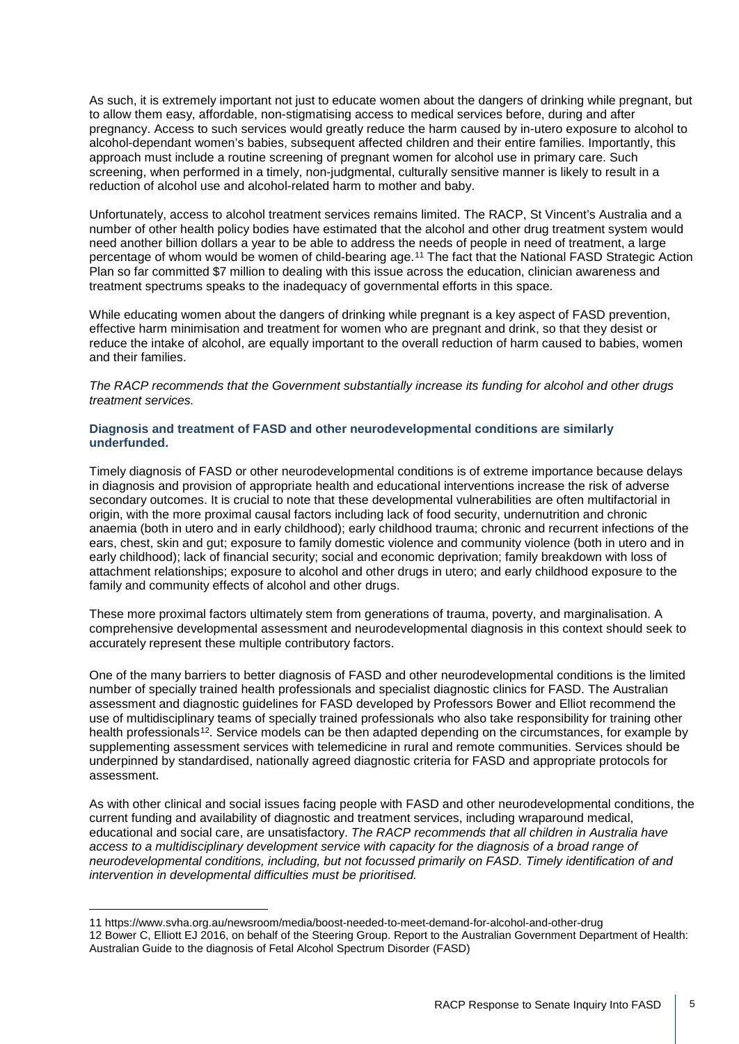As such, it is extremely important not just to educate women about the dangers of drinking while pregnant, but to allow them easy, affordable, non-stigmatising access to medical services before, during and after pregnancy. Access to such services would greatly reduce the harm caused by in-utero exposure to alcohol to alcohol-dependant women's babies, subsequent affected children and their entire families. Importantly, this approach must include a routine screening of pregnant women for alcohol use in primary care. Such screening, when performed in a timely, non-judgmental, culturally sensitive manner is likely to result in a reduction of alcohol use and alcohol-related harm to mother and baby.

Unfortunately, access to alcohol treatment services remains limited. The RACP, St Vincent's Australia and a number of other health policy bodies have estimated that the alcohol and other drug treatment system would need another billion dollars a year to be able to address the needs of people in need of treatment, a large percentage of whom would be women of child-bearing age.[11] The fact that the National FASD Strategic Action Plan so far committed $7 million to dealing with this issue across the education, clinician awareness and treatment spectrums speaks to the inadequacy of governmental efforts in this space.

While educating women about the dangers of drinking while pregnant is a key aspect of FASD prevention, effective harm minimisation and treatment for women who are pregnant and drink, so that they desist or reduce the intake of alcohol, are equally important to the overall reduction of harm caused to babies, women and their families.

*The RACP recommends that the Government substantially increase its funding for alcohol and other drugs treatment services.*

### Diagnosis and treatment of FASD and other neurodevelopmental conditions are similarly underfunded.

Timely diagnosis of FASD or other neurodevelopmental conditions is of extreme importance because delays in diagnosis and provision of appropriate health and educational interventions increase the risk of adverse secondary outcomes. It is crucial to note that these developmental vulnerabilities are often multifactorial in origin, with the more proximal causal factors including lack of food security, undernutrition and chronic anaemia (both in utero and in early childhood); early childhood trauma; chronic and recurrent infections of the ears, chest, skin and gut; exposure to family domestic violence and community violence (both in utero and in early childhood); lack of financial security; social and economic deprivation; family breakdown with loss of attachment relationships; exposure to alcohol and other drugs in utero; and early childhood exposure to the family and community effects of alcohol and other drugs.

These more proximal factors ultimately stem from generations of trauma, poverty, and marginalisation. A comprehensive developmental assessment and neurodevelopmental diagnosis in this context should seek to accurately represent these multiple contributory factors.

One of the many barriers to better diagnosis of FASD and other neurodevelopmental conditions is the limited number of specially trained health professionals and specialist diagnostic clinics for FASD. The Australian assessment and diagnostic guidelines for FASD developed by Professors Bower and Elliot recommend the use of multidisciplinary teams of specially trained professionals who also take responsibility for training other health professionals[12]. Service models can be then adapted depending on the circumstances, for example by supplementing assessment services with telemedicine in rural and remote communities. Services should be underpinned by standardised, nationally agreed diagnostic criteria for FASD and appropriate protocols for assessment.

As with other clinical and social issues facing people with FASD and other neurodevelopmental conditions, the current funding and availability of diagnostic and treatment services, including wraparound medical, educational and social care, are unsatisfactory. *The RACP recommends that all children in Australia have access to a multidisciplinary development service with capacity for the diagnosis of a broad range of neurodevelopmental conditions, including, but not focussed primarily on FASD. Timely identification of and intervention in developmental difficulties must be prioritised.*

---

11 https://www.svha.org.au/newsroom/media/boost-needed-to-meet-demand-for-alcohol-and-other-drug

12 Bower C, Elliott EJ 2016, on behalf of the Steering Group. Report to the Australian Government Department of Health: Australian Guide to the diagnosis of Fetal Alcohol Spectrum Disorder (FASD)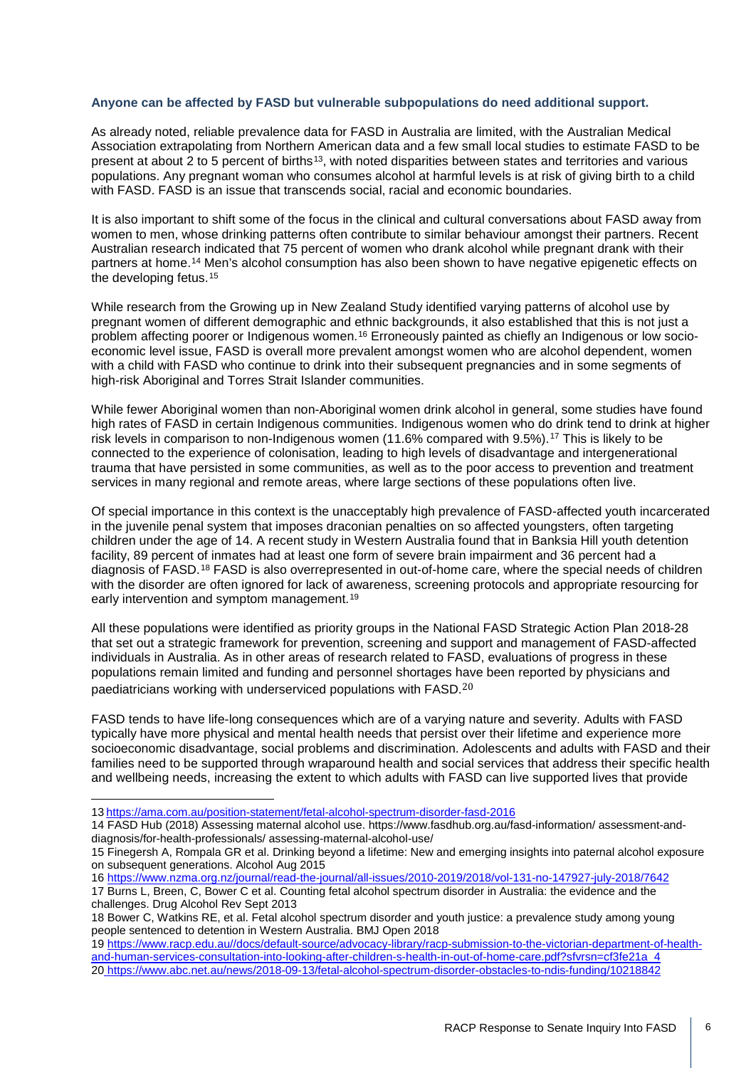**Anyone can be affected by FASD but vulnerable subpopulations do need additional support.**

As already noted, reliable prevalence data for FASD in Australia are limited, with the Australian Medical Association extrapolating from Northern American data and a few small local studies to estimate FASD to be present at about 2 to 5 percent of births[13], with noted disparities between states and territories and various populations. Any pregnant woman who consumes alcohol at harmful levels is at risk of giving birth to a child with FASD. FASD is an issue that transcends social, racial and economic boundaries.

It is also important to shift some of the focus in the clinical and cultural conversations about FASD away from women to men, whose drinking patterns often contribute to similar behaviour amongst their partners. Recent Australian research indicated that 75 percent of women who drank alcohol while pregnant drank with their partners at home.[14] Men's alcohol consumption has also been shown to have negative epigenetic effects on the developing fetus.[15]

While research from the Growing up in New Zealand Study identified varying patterns of alcohol use by pregnant women of different demographic and ethnic backgrounds, it also established that this is not just a problem affecting poorer or Indigenous women.[16] Erroneously painted as chiefly an Indigenous or low socio-economic level issue, FASD is overall more prevalent amongst women who are alcohol dependent, women with a child with FASD who continue to drink into their subsequent pregnancies and in some segments of high-risk Aboriginal and Torres Strait Islander communities.

While fewer Aboriginal women than non-Aboriginal women drink alcohol in general, some studies have found high rates of FASD in certain Indigenous communities. Indigenous women who do drink tend to drink at higher risk levels in comparison to non-Indigenous women (11.6% compared with 9.5%).[17] This is likely to be connected to the experience of colonisation, leading to high levels of disadvantage and intergenerational trauma that have persisted in some communities, as well as to the poor access to prevention and treatment services in many regional and remote areas, where large sections of these populations often live.

Of special importance in this context is the unacceptably high prevalence of FASD-affected youth incarcerated in the juvenile penal system that imposes draconian penalties on so affected youngsters, often targeting children under the age of 14. A recent study in Western Australia found that in Banksia Hill youth detention facility, 89 percent of inmates had at least one form of severe brain impairment and 36 percent had a diagnosis of FASD.[18] FASD is also overrepresented in out-of-home care, where the special needs of children with the disorder are often ignored for lack of awareness, screening protocols and appropriate resourcing for early intervention and symptom management.[19]

All these populations were identified as priority groups in the National FASD Strategic Action Plan 2018-28 that set out a strategic framework for prevention, screening and support and management of FASD-affected individuals in Australia. As in other areas of research related to FASD, evaluations of progress in these populations remain limited and funding and personnel shortages have been reported by physicians and paediatricians working with underserviced populations with FASD.[20]

FASD tends to have life-long consequences which are of a varying nature and severity. Adults with FASD typically have more physical and mental health needs that persist over their lifetime and experience more socioeconomic disadvantage, social problems and discrimination. Adolescents and adults with FASD and their families need to be supported through wraparound health and social services that address their specific health and wellbeing needs, increasing the extent to which adults with FASD can live supported lives that provide

---

13 https://ama.com.au/position-statement/fetal-alcohol-spectrum-disorder-fasd-2016

14 FASD Hub (2018) Assessing maternal alcohol use. https://www.fasdhub.org.au/fasd-information/ assessment-and-diagnosis/for-health-professionals/ assessing-maternal-alcohol-use/

15 Finegersh A, Rompala GR et al. Drinking beyond a lifetime: New and emerging insights into paternal alcohol exposure on subsequent generations. Alcohol Aug 2015

16 https://www.nzma.org.nz/journal/read-the-journal/all-issues/2010-2019/2018/vol-131-no-147927-july-2018/7642

17 Burns L, Breen, C, Bower C et al. Counting fetal alcohol spectrum disorder in Australia: the evidence and the challenges. Drug Alcohol Rev Sept 2013

18 Bower C, Watkins RE, et al. Fetal alcohol spectrum disorder and youth justice: a prevalence study among young people sentenced to detention in Western Australia. BMJ Open 2018

19 https://www.racp.edu.au//docs/default-source/advocacy-library/racp-submission-to-the-victorian-department-of-health-and-human-services-consultation-into-looking-after-children-s-health-in-out-of-home-care.pdf?sfvrsn=cf3fe21a_4

20 https://www.abc.net.au/news/2018-09-13/fetal-alcohol-spectrum-disorder-obstacles-to-ndis-funding/10218842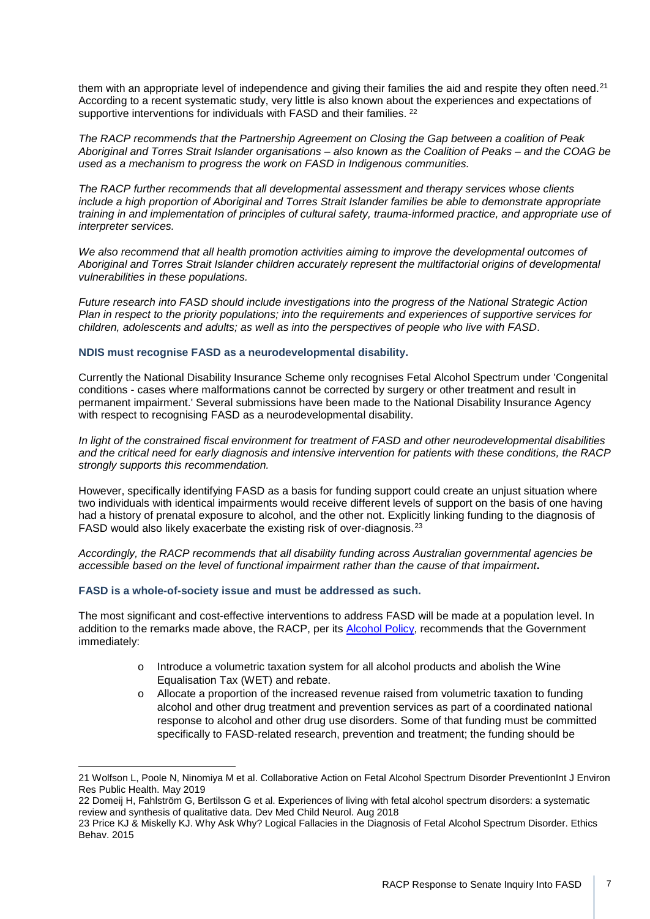them with an appropriate level of independence and giving their families the aid and respite they often need.[21] According to a recent systematic study, very little is also known about the experiences and expectations of supportive interventions for individuals with FASD and their families. [22]

*The RACP recommends that the Partnership Agreement on Closing the Gap between a coalition of Peak Aboriginal and Torres Strait Islander organisations – also known as the Coalition of Peaks – and the COAG be used as a mechanism to progress the work on FASD in Indigenous communities.*

*The RACP further recommends that all developmental assessment and therapy services whose clients include a high proportion of Aboriginal and Torres Strait Islander families be able to demonstrate appropriate training in and implementation of principles of cultural safety, trauma-informed practice, and appropriate use of interpreter services.*

*We also recommend that all health promotion activities aiming to improve the developmental outcomes of Aboriginal and Torres Strait Islander children accurately represent the multifactorial origins of developmental vulnerabilities in these populations.*

*Future research into FASD should include investigations into the progress of the National Strategic Action Plan in respect to the priority populations; into the requirements and experiences of supportive services for children, adolescents and adults; as well as into the perspectives of people who live with FASD*.

### NDIS must recognise FASD as a neurodevelopmental disability.

Currently the National Disability Insurance Scheme only recognises Fetal Alcohol Spectrum under 'Congenital conditions - cases where malformations cannot be corrected by surgery or other treatment and result in permanent impairment.' Several submissions have been made to the National Disability Insurance Agency with respect to recognising FASD as a neurodevelopmental disability.

*In light of the constrained fiscal environment for treatment of FASD and other neurodevelopmental disabilities and the critical need for early diagnosis and intensive intervention for patients with these conditions, the RACP strongly supports this recommendation.*

However, specifically identifying FASD as a basis for funding support could create an unjust situation where two individuals with identical impairments would receive different levels of support on the basis of one having had a history of prenatal exposure to alcohol, and the other not. Explicitly linking funding to the diagnosis of FASD would also likely exacerbate the existing risk of over-diagnosis.[23]

*Accordingly, the RACP recommends that all disability funding across Australian governmental agencies be accessible based on the level of functional impairment rather than the cause of that impairment*.

### FASD is a whole-of-society issue and must be addressed as such.

The most significant and cost-effective interventions to address FASD will be made at a population level. In addition to the remarks made above, the RACP, per its Alcohol Policy, recommends that the Government immediately:

- Introduce a volumetric taxation system for all alcohol products and abolish the Wine Equalisation Tax (WET) and rebate.
- Allocate a proportion of the increased revenue raised from volumetric taxation to funding alcohol and other drug treatment and prevention services as part of a coordinated national response to alcohol and other drug use disorders. Some of that funding must be committed specifically to FASD-related research, prevention and treatment; the funding should be

---

21 Wolfson L, Poole N, Ninomiya M et al. Collaborative Action on Fetal Alcohol Spectrum Disorder PreventionInt J Environ Res Public Health. May 2019

22 Domeij H, Fahlström G, Bertilsson G et al. Experiences of living with fetal alcohol spectrum disorders: a systematic review and synthesis of qualitative data. Dev Med Child Neurol. Aug 2018

23 Price KJ & Miskelly KJ. Why Ask Why? Logical Fallacies in the Diagnosis of Fetal Alcohol Spectrum Disorder. Ethics Behav. 2015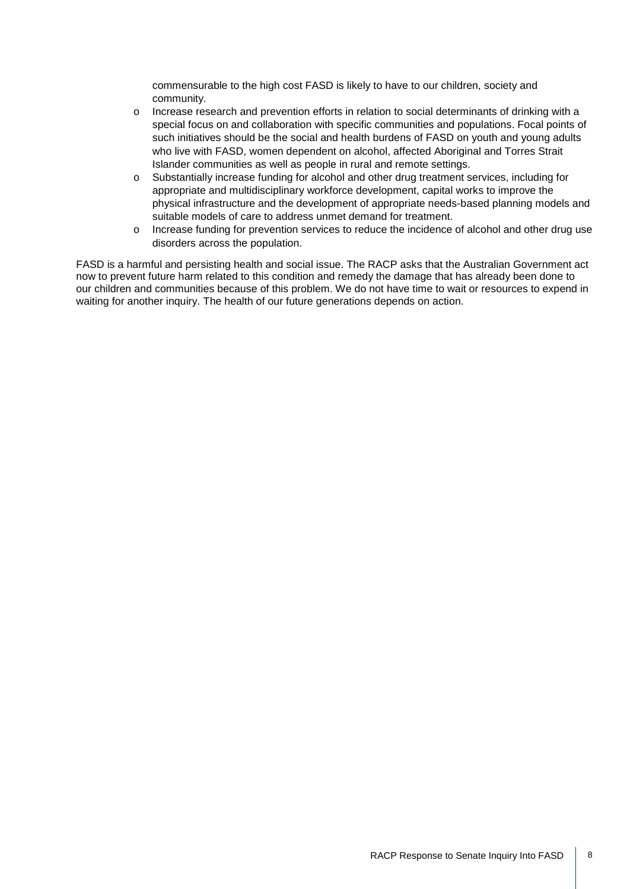commensurable to the high cost FASD is likely to have to our children, society and community.

- Increase research and prevention efforts in relation to social determinants of drinking with a special focus on and collaboration with specific communities and populations. Focal points of such initiatives should be the social and health burdens of FASD on youth and young adults who live with FASD, women dependent on alcohol, affected Aboriginal and Torres Strait Islander communities as well as people in rural and remote settings.
- Substantially increase funding for alcohol and other drug treatment services, including for appropriate and multidisciplinary workforce development, capital works to improve the physical infrastructure and the development of appropriate needs-based planning models and suitable models of care to address unmet demand for treatment.
- Increase funding for prevention services to reduce the incidence of alcohol and other drug use disorders across the population.

FASD is a harmful and persisting health and social issue. The RACP asks that the Australian Government act now to prevent future harm related to this condition and remedy the damage that has already been done to our children and communities because of this problem. We do not have time to wait or resources to expend in waiting for another inquiry. The health of our future generations depends on action.